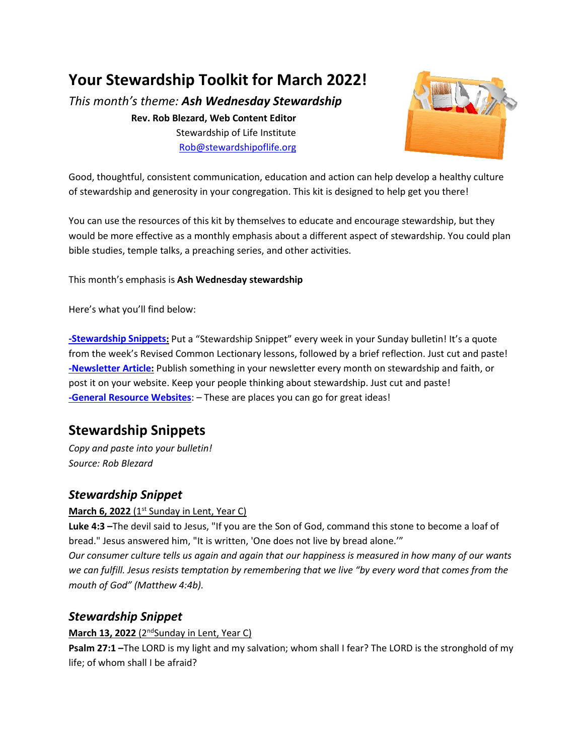# Your Stewardship Toolkit for March 2022!

*This month's theme:* ***Ash Wednesday Stewardship***

**Rev. Rob Blezard, Web Content Editor**
Stewardship of Life Institute
Rob@stewardshipoflife.org

Good, thoughtful, consistent communication, education and action can help develop a healthy culture of stewardship and generosity in your congregation. This kit is designed to help get you there!

You can use the resources of this kit by themselves to educate and encourage stewardship, but they would be more effective as a monthly emphasis about a different aspect of stewardship. You could plan bible studies, temple talks, a preaching series, and other activities.

This month's emphasis is **Ash Wednesday stewardship**

Here's what you'll find below:

**-Stewardship Snippets:** Put a "Stewardship Snippet" every week in your Sunday bulletin! It's a quote from the week's Revised Common Lectionary lessons, followed by a brief reflection. Just cut and paste!
**-Newsletter Article:** Publish something in your newsletter every month on stewardship and faith, or post it on your website. Keep your people thinking about stewardship. Just cut and paste!
**-General Resource Websites**: – These are places you can go for great ideas!

## Stewardship Snippets

*Copy and paste into your bulletin!*
*Source: Rob Blezard*

### *Stewardship Snippet*

**March 6, 2022** (1st Sunday in Lent, Year C)
**Luke 4:3 –**The devil said to Jesus, "If you are the Son of God, command this stone to become a loaf of bread." Jesus answered him, "It is written, 'One does not live by bread alone.'"
*Our consumer culture tells us again and again that our happiness is measured in how many of our wants we can fulfill. Jesus resists temptation by remembering that we live "by every word that comes from the mouth of God" (Matthew 4:4b).*

### *Stewardship Snippet*

**March 13, 2022** (2nd Sunday in Lent, Year C)
**Psalm 27:1 –**The LORD is my light and my salvation; whom shall I fear? The LORD is the stronghold of my life; of whom shall I be afraid?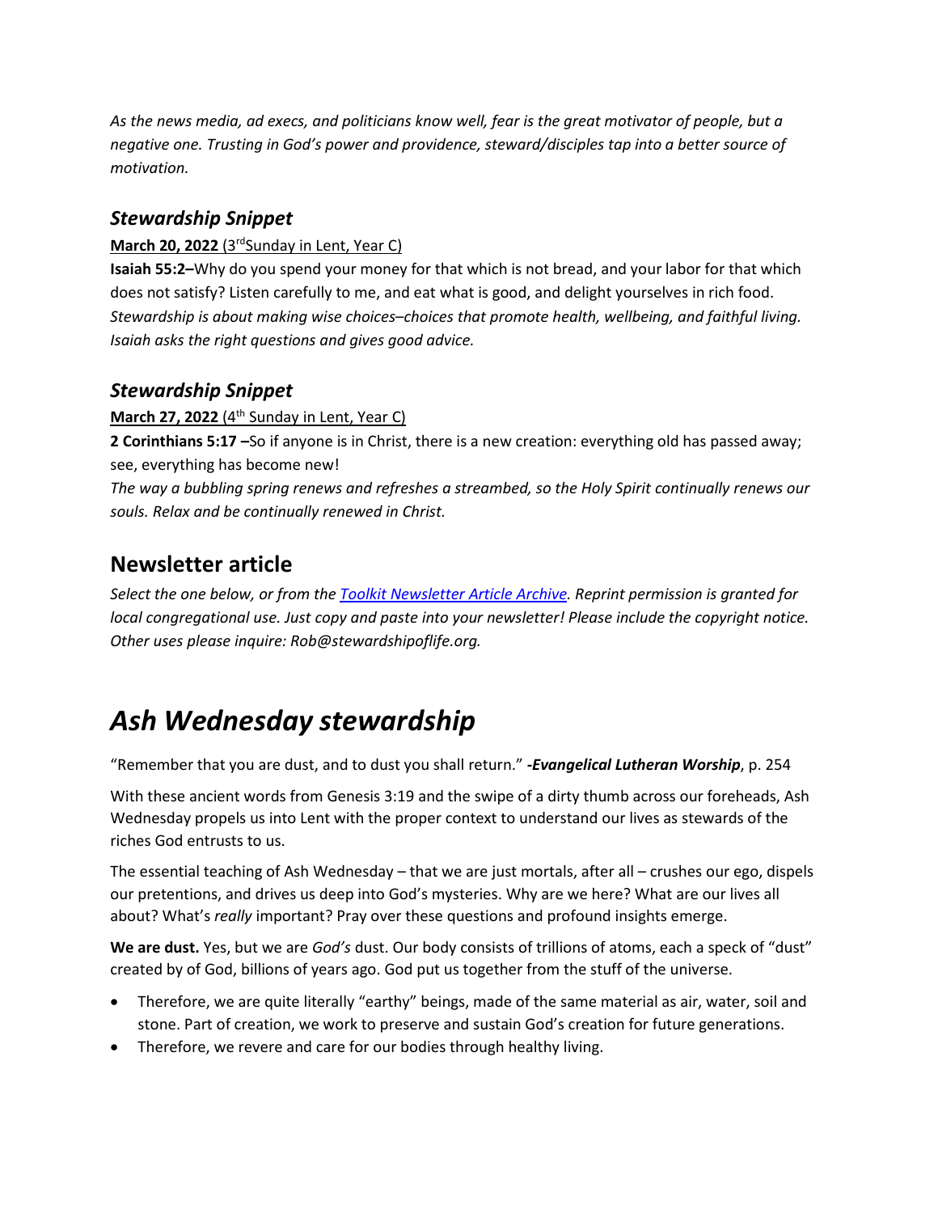*As the news media, ad execs, and politicians know well, fear is the great motivator of people, but a negative one. Trusting in God's power and providence, steward/disciples tap into a better source of motivation.*

### *Stewardship Snippet*

**March 20, 2022** (3rd Sunday in Lent, Year C)

**Isaiah 55:2–**Why do you spend your money for that which is not bread, and your labor for that which does not satisfy? Listen carefully to me, and eat what is good, and delight yourselves in rich food.
*Stewardship is about making wise choices–choices that promote health, wellbeing, and faithful living. Isaiah asks the right questions and gives good advice.*

### *Stewardship Snippet*

**March 27, 2022** (4th Sunday in Lent, Year C)

**2 Corinthians 5:17 –**So if anyone is in Christ, there is a new creation: everything old has passed away; see, everything has become new!
*The way a bubbling spring renews and refreshes a streambed, so the Holy Spirit continually renews our souls. Relax and be continually renewed in Christ.*

## Newsletter article

*Select the one below, or from the [Toolkit Newsletter Article Archive](). Reprint permission is granted for local congregational use. Just copy and paste into your newsletter! Please include the copyright notice. Other uses please inquire: Rob@stewardshipoflife.org.*

# *Ash Wednesday stewardship*

"Remember that you are dust, and to dust you shall return." ***-Evangelical Lutheran Worship***, p. 254

With these ancient words from Genesis 3:19 and the swipe of a dirty thumb across our foreheads, Ash Wednesday propels us into Lent with the proper context to understand our lives as stewards of the riches God entrusts to us.

The essential teaching of Ash Wednesday – that we are just mortals, after all – crushes our ego, dispels our pretentions, and drives us deep into God's mysteries. Why are we here? What are our lives all about? What's *really* important? Pray over these questions and profound insights emerge.

**We are dust.** Yes, but we are *God's* dust. Our body consists of trillions of atoms, each a speck of "dust" created by of God, billions of years ago. God put us together from the stuff of the universe.

- Therefore, we are quite literally "earthy" beings, made of the same material as air, water, soil and stone. Part of creation, we work to preserve and sustain God's creation for future generations.
- Therefore, we revere and care for our bodies through healthy living.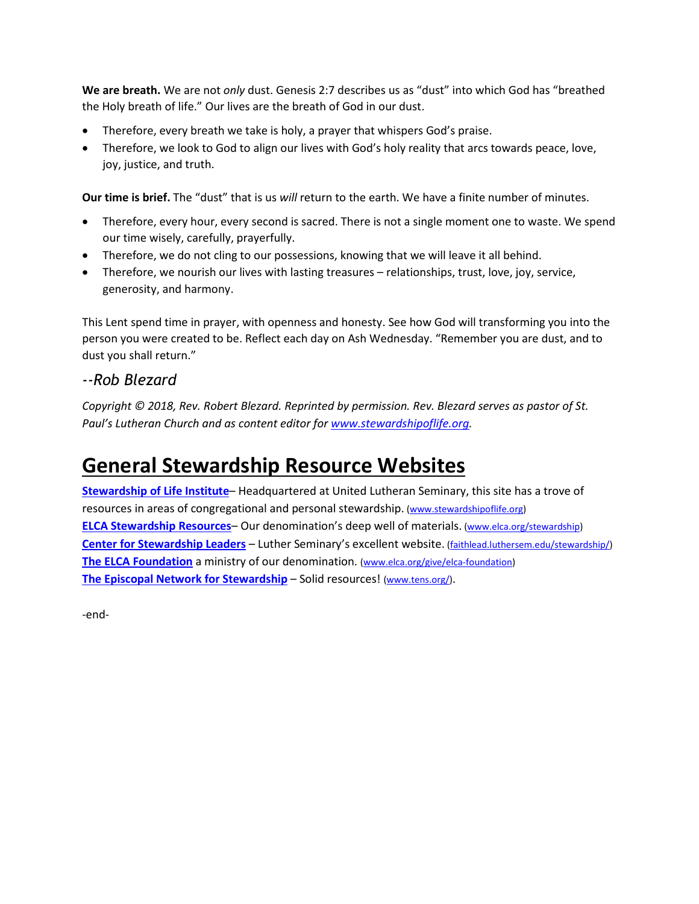**We are breath.** We are not *only* dust. Genesis 2:7 describes us as "dust" into which God has "breathed the Holy breath of life." Our lives are the breath of God in our dust.

- Therefore, every breath we take is holy, a prayer that whispers God's praise.
- Therefore, we look to God to align our lives with God's holy reality that arcs towards peace, love, joy, justice, and truth.

**Our time is brief.** The "dust" that is us *will* return to the earth. We have a finite number of minutes.

- Therefore, every hour, every second is sacred. There is not a single moment one to waste. We spend our time wisely, carefully, prayerfully.
- Therefore, we do not cling to our possessions, knowing that we will leave it all behind.
- Therefore, we nourish our lives with lasting treasures – relationships, trust, love, joy, service, generosity, and harmony.

This Lent spend time in prayer, with openness and honesty. See how God will transforming you into the person you were created to be. Reflect each day on Ash Wednesday. "Remember you are dust, and to dust you shall return."

*--Rob Blezard*

*Copyright © 2018, Rev. Robert Blezard. Reprinted by permission. Rev. Blezard serves as pastor of St. Paul's Lutheran Church and as content editor for [www.stewardshipoflife.org](www.stewardshipoflife.org).*

# General Stewardship Resource Websites

**[Stewardship of Life Institute](www.stewardshipoflife.org)**– Headquartered at United Lutheran Seminary, this site has a trove of resources in areas of congregational and personal stewardship. (www.stewardshipoflife.org)
**[ELCA Stewardship Resources](www.elca.org/stewardship)**– Our denomination's deep well of materials. (www.elca.org/stewardship)
**[Center for Stewardship Leaders](faithlead.luthersem.edu/stewardship/)** – Luther Seminary's excellent website. (faithlead.luthersem.edu/stewardship/)
**[The ELCA Foundation](www.elca.org/give/elca-foundation)** a ministry of our denomination. (www.elca.org/give/elca-foundation)
**[The Episcopal Network for Stewardship](www.tens.org/)** – Solid resources! (www.tens.org/).

-end-